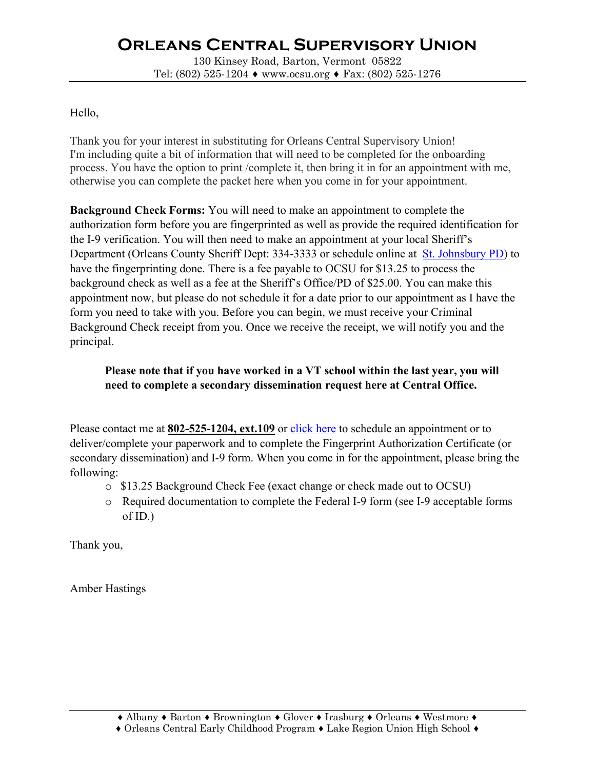# Orleans Central Supervisory Union

130 Kinsey Road, Barton, Vermont 05822
Tel: (802) 525-1204 ♦ www.ocsu.org ♦ Fax: (802) 525-1276

Hello,

Thank you for your interest in substituting for Orleans Central Supervisory Union!
I'm including quite a bit of information that will need to be completed for the onboarding process. You have the option to print /complete it, then bring it in for an appointment with me, otherwise you can complete the packet here when you come in for your appointment.

**Background Check Forms:** You will need to make an appointment to complete the authorization form before you are fingerprinted as well as provide the required identification for the I-9 verification. You will then need to make an appointment at your local Sheriff's Department (Orleans County Sheriff Dept: 334-3333 or schedule online at St. Johnsbury PD) to have the fingerprinting done. There is a fee payable to OCSU for $13.25 to process the background check as well as a fee at the Sheriff's Office/PD of $25.00. You can make this appointment now, but please do not schedule it for a date prior to our appointment as I have the form you need to take with you. Before you can begin, we must receive your Criminal Background Check receipt from you. Once we receive the receipt, we will notify you and the principal.

> **Please note that if you have worked in a VT school within the last year, you will need to complete a secondary dissemination request here at Central Office.**

Please contact me at **802-525-1204, ext.109** or click here to schedule an appointment or to deliver/complete your paperwork and to complete the Fingerprint Authorization Certificate (or secondary dissemination) and I-9 form. When you come in for the appointment, please bring the following:

- $13.25 Background Check Fee (exact change or check made out to OCSU)
- Required documentation to complete the Federal I-9 form (see I-9 acceptable forms of ID.)

Thank you,

Amber Hastings

♦ Albany ♦ Barton ♦ Brownington ♦ Glover ♦ Irasburg ♦ Orleans ♦ Westmore ♦
♦ Orleans Central Early Childhood Program ♦ Lake Region Union High School ♦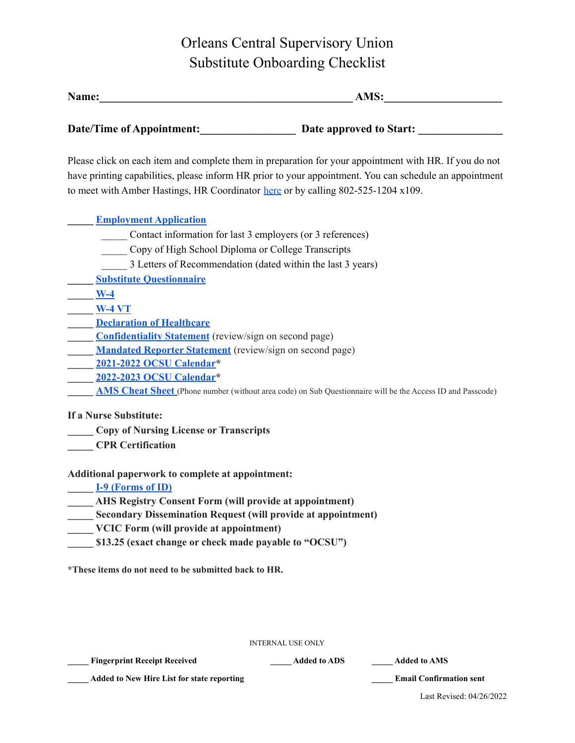# Orleans Central Supervisory Union
# Substitute Onboarding Checklist

**Name:**_____________________________________________ **AMS:**____________________

**Date/Time of Appointment:**________________ **Date approved to Start:** _______________

Please click on each item and complete them in preparation for your appointment with HR. If you do not have printing capabilities, please inform HR prior to your appointment. You can schedule an appointment to meet with Amber Hastings, HR Coordinator here or by calling 802-525-1204 x109.

_____ **Employment Application**

  _____ Contact information for last 3 employers (or 3 references)

  _____ Copy of High School Diploma or College Transcripts

  _____ 3 Letters of Recommendation (dated within the last 3 years)

_____ **Substitute Questionnaire**

_____ **W-4**

_____ **W-4 VT**

_____ **Declaration of Healthcare**

_____ **Confidentiality Statement** (review/sign on second page)

_____ **Mandated Reporter Statement** (review/sign on second page)

_____ **2021-2022 OCSU Calendar***

_____ **2022-2023 OCSU Calendar***

_____ **AMS Cheat Sheet** (Phone number (without area code) on Sub Questionnaire will be the Access ID and Passcode)

**If a Nurse Substitute:**

_____ **Copy of Nursing License or Transcripts**

_____ **CPR Certification**

**Additional paperwork to complete at appointment:**

_____ **I-9 (Forms of ID)**

_____ **AHS Registry Consent Form (will provide at appointment)**

_____ **Secondary Dissemination Request (will provide at appointment)**

_____ **VCIC Form (will provide at appointment)**

_____ **$13.25 (exact change or check made payable to "OCSU")**

***These items do not need to be submitted back to HR.**

INTERNAL USE ONLY

_____ **Fingerprint Receipt Received** _____ **Added to ADS** _____ **Added to AMS**

_____ **Added to New Hire List for state reporting** _____ **Email Confirmation sent**

Last Revised: 04/26/2022